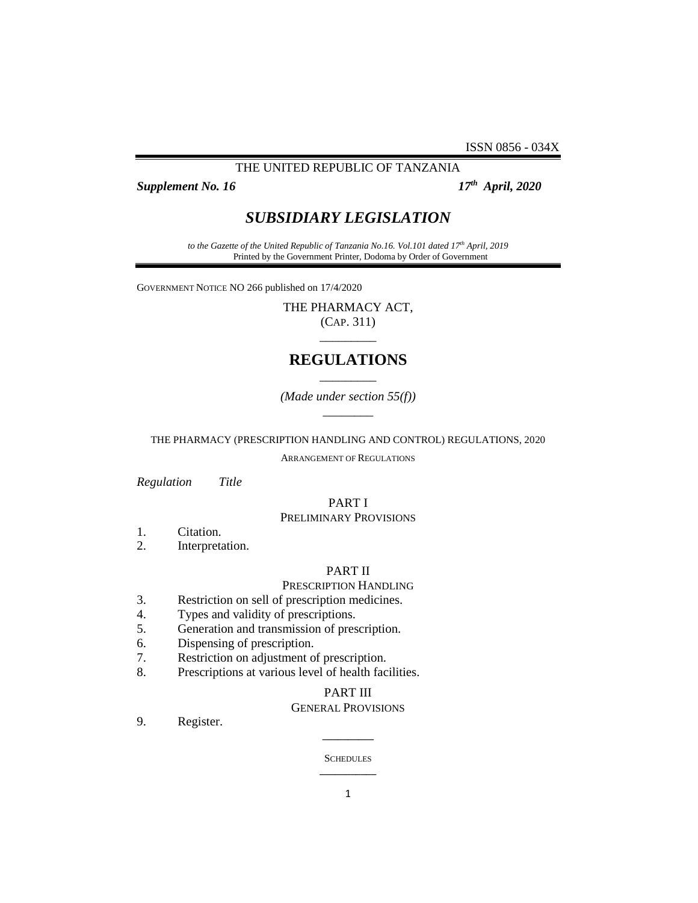ISSN 0856 - 034X

THE UNITED REPUBLIC OF TANZANIA

***Supplement No. 16*** ***17th April, 2020***

## *SUBSIDIARY LEGISLATION*

*to the Gazette of the United Republic of Tanzania No.16. Vol.101 dated 17th April, 2019*
Printed by the Government Printer, Dodoma by Order of Government

GOVERNMENT NOTICE NO 266 published on 17/4/2020

THE PHARMACY ACT,
(CAP. 311)

# REGULATIONS

*(Made under section 55(f))*

THE PHARMACY (PRESCRIPTION HANDLING AND CONTROL) REGULATIONS, 2020

ARRANGEMENT OF REGULATIONS

*Regulation* *Title*

PART I
PRELIMINARY PROVISIONS

1. Citation.
2. Interpretation.

PART II
PRESCRIPTION HANDLING

3. Restriction on sell of prescription medicines.
4. Types and validity of prescriptions.
5. Generation and transmission of prescription.
6. Dispensing of prescription.
7. Restriction on adjustment of prescription.
8. Prescriptions at various level of health facilities.

PART III
GENERAL PROVISIONS

9. Register.

SCHEDULES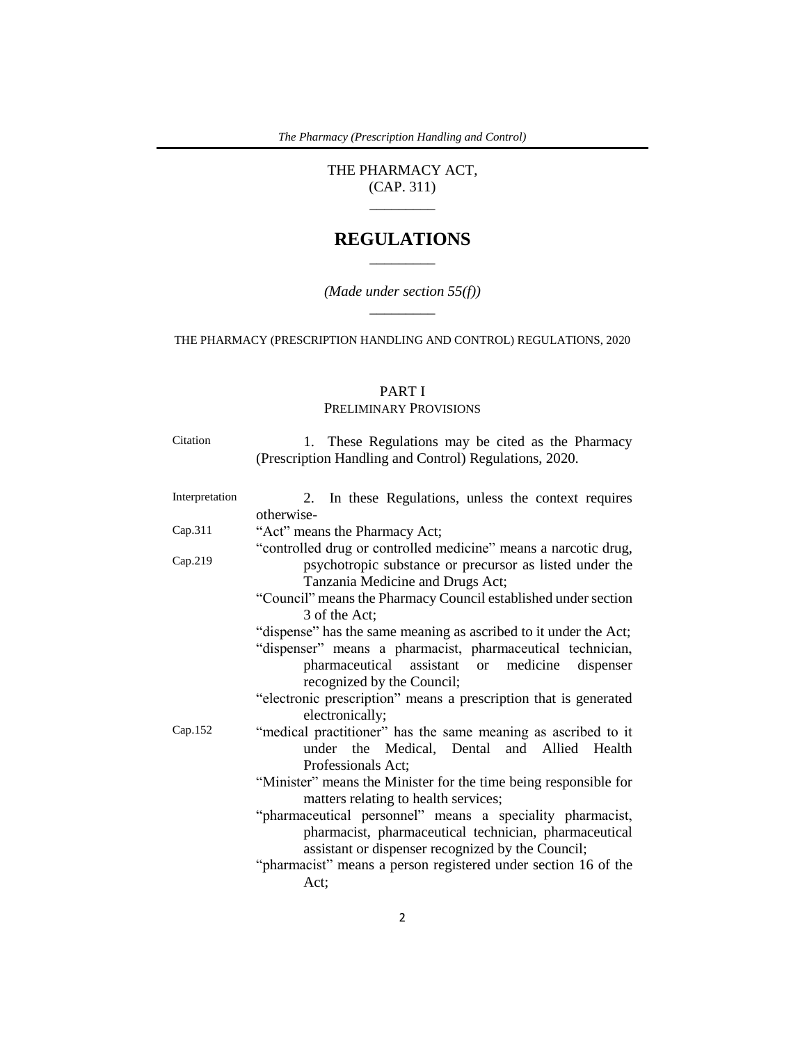THE PHARMACY ACT,
(CAP. 311)

\_\_\_\_\_\_\_\_\_

## REGULATIONS

\_\_\_\_\_\_\_\_\_

*(Made under section 55(f))*

\_\_\_\_\_\_\_\_\_

THE PHARMACY (PRESCRIPTION HANDLING AND CONTROL) REGULATIONS, 2020

### PART I
### PRELIMINARY PROVISIONS

Citation

1. These Regulations may be cited as the Pharmacy (Prescription Handling and Control) Regulations, 2020.

Interpretation

2. In these Regulations, unless the context requires otherwise-

Cap.311

"Act" means the Pharmacy Act;

Cap.219

"controlled drug or controlled medicine" means a narcotic drug, psychotropic substance or precursor as listed under the Tanzania Medicine and Drugs Act;

"Council" means the Pharmacy Council established under section 3 of the Act;

"dispense" has the same meaning as ascribed to it under the Act;

"dispenser" means a pharmacist, pharmaceutical technician, pharmaceutical assistant or medicine dispenser recognized by the Council;

"electronic prescription" means a prescription that is generated electronically;

Cap.152

"medical practitioner" has the same meaning as ascribed to it under the Medical, Dental and Allied Health Professionals Act;

"Minister" means the Minister for the time being responsible for matters relating to health services;

"pharmaceutical personnel" means a speciality pharmacist, pharmacist, pharmaceutical technician, pharmaceutical assistant or dispenser recognized by the Council;

"pharmacist" means a person registered under section 16 of the Act;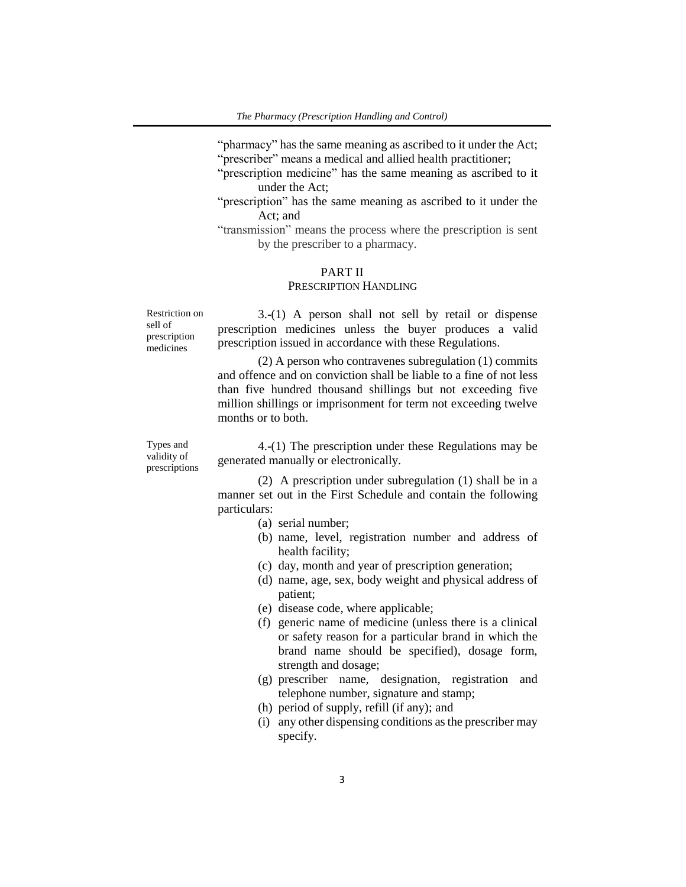"pharmacy" has the same meaning as ascribed to it under the Act;

"prescriber" means a medical and allied health practitioner;

"prescription medicine" has the same meaning as ascribed to it under the Act;

"prescription" has the same meaning as ascribed to it under the Act; and

"transmission" means the process where the prescription is sent by the prescriber to a pharmacy.

## PART II
## PRESCRIPTION HANDLING

*Restriction on sell of prescription medicines*

3.-(1) A person shall not sell by retail or dispense prescription medicines unless the buyer produces a valid prescription issued in accordance with these Regulations.

(2) A person who contravenes subregulation (1) commits and offence and on conviction shall be liable to a fine of not less than five hundred thousand shillings but not exceeding five million shillings or imprisonment for term not exceeding twelve months or to both.

*Types and validity of prescriptions*

4.-(1) The prescription under these Regulations may be generated manually or electronically.

(2) A prescription under subregulation (1) shall be in a manner set out in the First Schedule and contain the following particulars:

(a) serial number;

(b) name, level, registration number and address of health facility;

(c) day, month and year of prescription generation;

(d) name, age, sex, body weight and physical address of patient;

(e) disease code, where applicable;

(f) generic name of medicine (unless there is a clinical or safety reason for a particular brand in which the brand name should be specified), dosage form, strength and dosage;

(g) prescriber name, designation, registration and telephone number, signature and stamp;

(h) period of supply, refill (if any); and

(i) any other dispensing conditions as the prescriber may specify.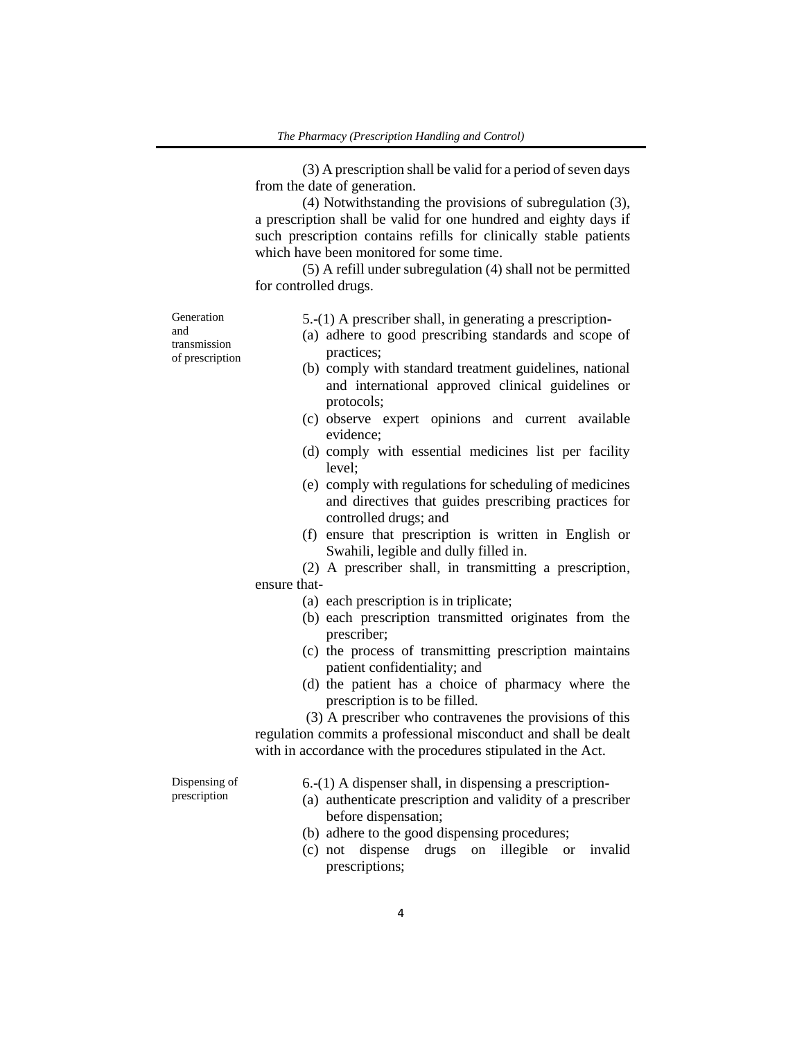(3) A prescription shall be valid for a period of seven days from the date of generation.

(4) Notwithstanding the provisions of subregulation (3), a prescription shall be valid for one hundred and eighty days if such prescription contains refills for clinically stable patients which have been monitored for some time.

(5) A refill under subregulation (4) shall not be permitted for controlled drugs.

Generation and transmission of prescription

5.-(1) A prescriber shall, in generating a prescription-

(a) adhere to good prescribing standards and scope of practices;

(b) comply with standard treatment guidelines, national and international approved clinical guidelines or protocols;

(c) observe expert opinions and current available evidence;

(d) comply with essential medicines list per facility level;

(e) comply with regulations for scheduling of medicines and directives that guides prescribing practices for controlled drugs; and

(f) ensure that prescription is written in English or Swahili, legible and dully filled in.

(2) A prescriber shall, in transmitting a prescription, ensure that-

(a) each prescription is in triplicate;

(b) each prescription transmitted originates from the prescriber;

(c) the process of transmitting prescription maintains patient confidentiality; and

(d) the patient has a choice of pharmacy where the prescription is to be filled.

(3) A prescriber who contravenes the provisions of this regulation commits a professional misconduct and shall be dealt with in accordance with the procedures stipulated in the Act.

Dispensing of prescription

6.-(1) A dispenser shall, in dispensing a prescription-

(a) authenticate prescription and validity of a prescriber before dispensation;

(b) adhere to the good dispensing procedures;

(c) not dispense drugs on illegible or invalid prescriptions;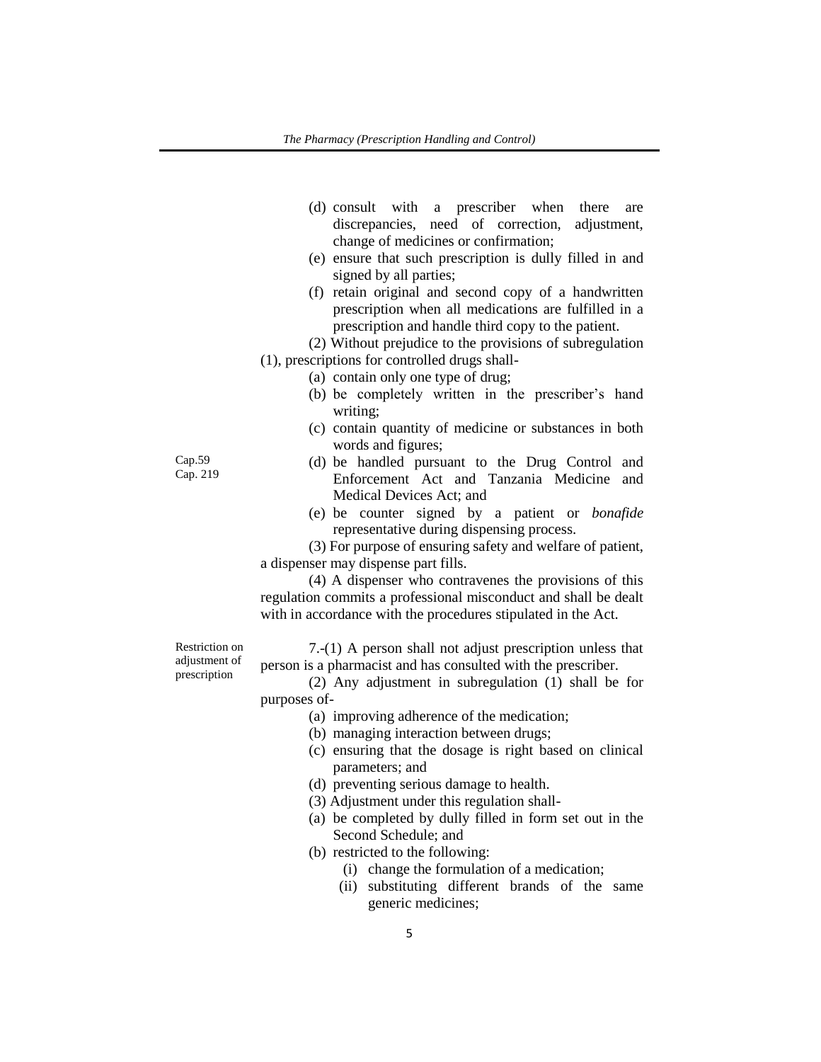(d) consult with a prescriber when there are discrepancies, need of correction, adjustment, change of medicines or confirmation;

(e) ensure that such prescription is dully filled in and signed by all parties;

(f) retain original and second copy of a handwritten prescription when all medications are fulfilled in a prescription and handle third copy to the patient.

(2) Without prejudice to the provisions of subregulation (1), prescriptions for controlled drugs shall-

(a) contain only one type of drug;

(b) be completely written in the prescriber's hand writing;

(c) contain quantity of medicine or substances in both words and figures;

Cap.59
Cap. 219

(d) be handled pursuant to the Drug Control and Enforcement Act and Tanzania Medicine and Medical Devices Act; and

(e) be counter signed by a patient or *bonafide* representative during dispensing process.

(3) For purpose of ensuring safety and welfare of patient, a dispenser may dispense part fills.

(4) A dispenser who contravenes the provisions of this regulation commits a professional misconduct and shall be dealt with in accordance with the procedures stipulated in the Act.

Restriction on adjustment of prescription

7.-(1) A person shall not adjust prescription unless that person is a pharmacist and has consulted with the prescriber.

(2) Any adjustment in subregulation (1) shall be for purposes of-

(a) improving adherence of the medication;

(b) managing interaction between drugs;

(c) ensuring that the dosage is right based on clinical parameters; and

(d) preventing serious damage to health.

(3) Adjustment under this regulation shall-

(a) be completed by dully filled in form set out in the Second Schedule; and

(b) restricted to the following:

(i) change the formulation of a medication;

(ii) substituting different brands of the same generic medicines;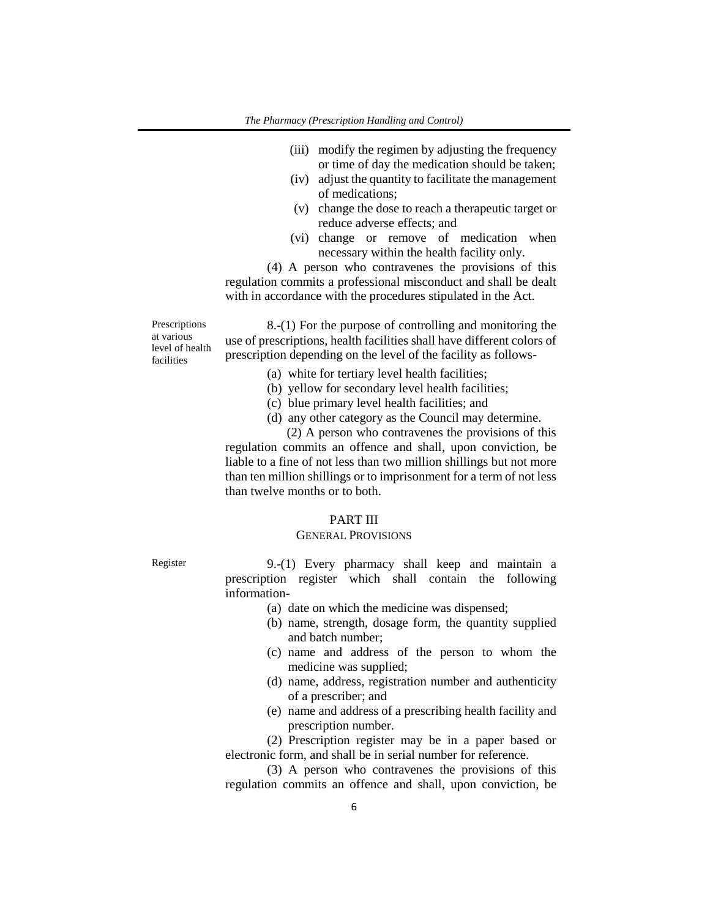(iii) modify the regimen by adjusting the frequency or time of day the medication should be taken;

(iv) adjust the quantity to facilitate the management of medications;

(v) change the dose to reach a therapeutic target or reduce adverse effects; and

(vi) change or remove of medication when necessary within the health facility only.

(4) A person who contravenes the provisions of this regulation commits a professional misconduct and shall be dealt with in accordance with the procedures stipulated in the Act.

Prescriptions at various level of health facilities

8.-(1) For the purpose of controlling and monitoring the use of prescriptions, health facilities shall have different colors of prescription depending on the level of the facility as follows-

(a) white for tertiary level health facilities;

(b) yellow for secondary level health facilities;

(c) blue primary level health facilities; and

(d) any other category as the Council may determine.

(2) A person who contravenes the provisions of this regulation commits an offence and shall, upon conviction, be liable to a fine of not less than two million shillings but not more than ten million shillings or to imprisonment for a term of not less than twelve months or to both.

## PART III
### GENERAL PROVISIONS

Register

9.-(1) Every pharmacy shall keep and maintain a prescription register which shall contain the following information-

(a) date on which the medicine was dispensed;

(b) name, strength, dosage form, the quantity supplied and batch number;

(c) name and address of the person to whom the medicine was supplied;

(d) name, address, registration number and authenticity of a prescriber; and

(e) name and address of a prescribing health facility and prescription number.

(2) Prescription register may be in a paper based or electronic form, and shall be in serial number for reference.

(3) A person who contravenes the provisions of this regulation commits an offence and shall, upon conviction, be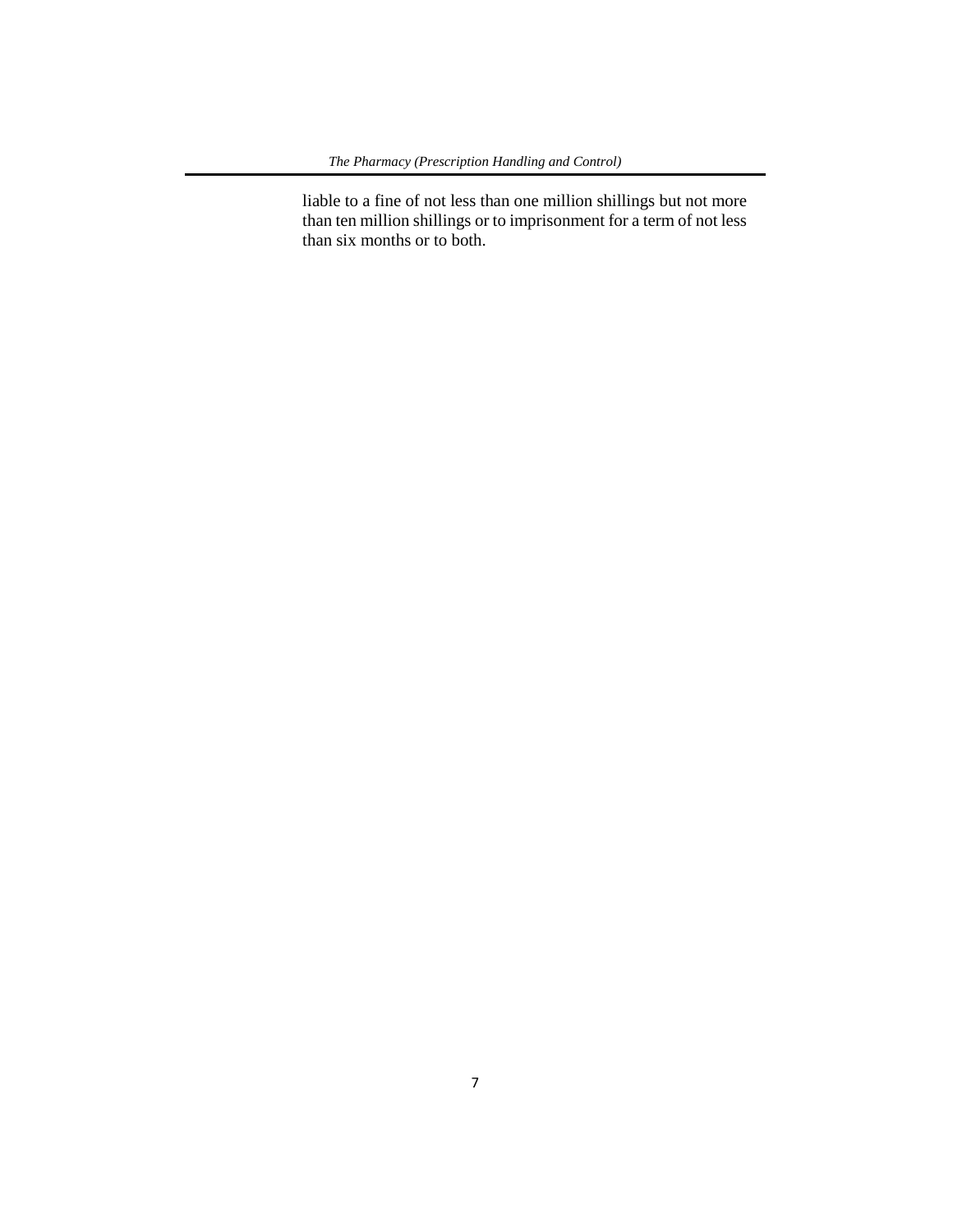liable to a fine of not less than one million shillings but not more than ten million shillings or to imprisonment for a term of not less than six months or to both.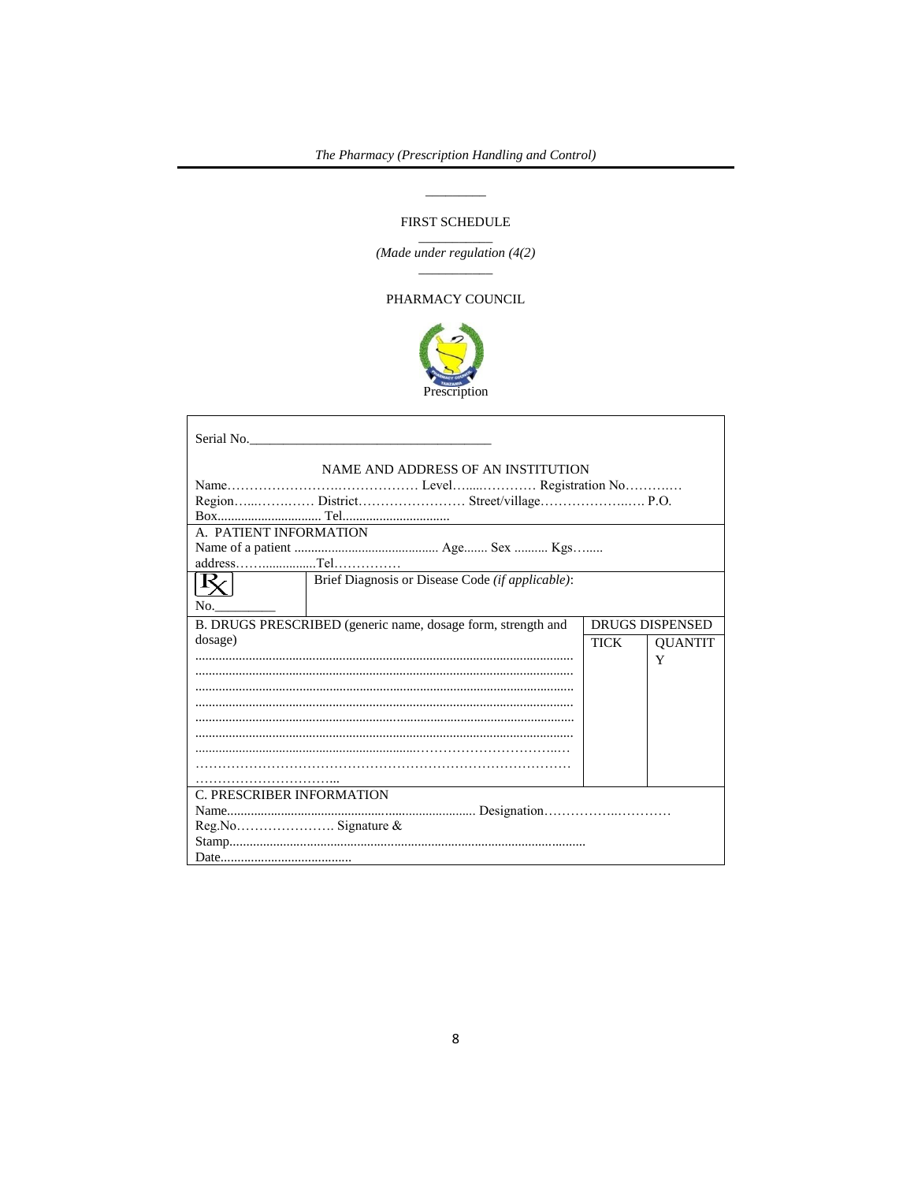FIRST SCHEDULE

*(Made under regulation (4(2)*

PHARMACY COUNCIL

Prescription

| | | | |
|---|---|---|---|
| Serial No.\_\_\_\_\_\_\_\_\_\_\_\_\_\_\_\_\_\_\_\_\_\_\_\_\_\_\_\_\_\_\_\_\_\_\_\_\_ NAME AND ADDRESS OF AN INSTITUTION Name…………………….……………… Level…....………… Registration No……….… Region…...…….…… District…………………… Street/village………………..…. P.O. Box.............................. Tel................................ | | | |
| A. PATIENT INFORMATION Name of a patient .......................................... Age....... Sex .......... Kgs…..... address……...............Tel…………… | | | |
| Rx No.\_\_\_\_\_\_\_\_\_ | Brief Diagnosis or Disease Code *(if applicable)*: | | |
| B. DRUGS PRESCRIBED (generic name, dosage form, strength and dosage) | | DRUGS DISPENSED | |
| ...................................................................................................... ...................................................................................................... ...................................................................................................... ...................................................................................................... ...................................................................................................... ...................................................................................................... ......................................................……………………………..… ………………………………………………………………………… …………………………... | | TICK | QUANTITY |
| C. PRESCRIBER INFORMATION Name........................................................................... Designation……………..………… Reg.No…………………. Signature & Stamp.......................................................................................................... Date....................................... | | | |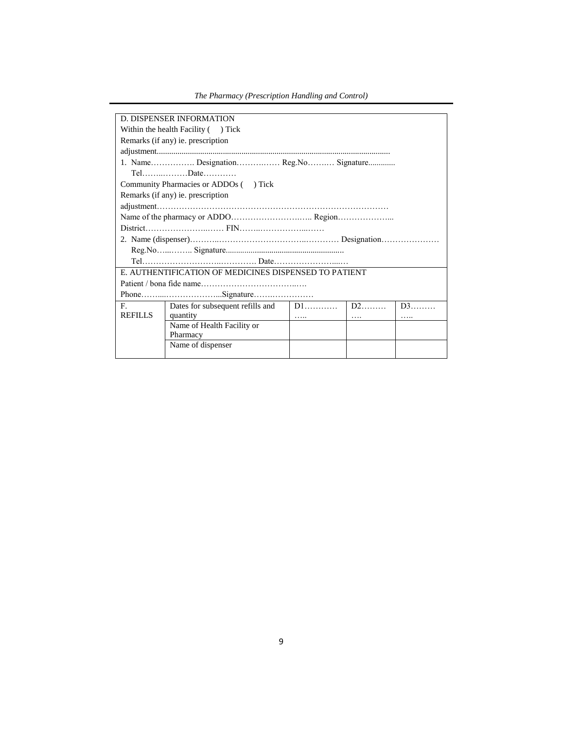| | | | | |
|---|---|---|---|---|
| D. DISPENSER INFORMATION<br>Within the health Facility (   ) Tick<br>Remarks (if any) ie. prescription adjustment................................................................................................................<br>1. Name……………. Designation…………… Reg.No……… Signature.............<br>Tel……..………Date…………<br>Community Pharmacies or ADDOs (   ) Tick<br>Remarks (if any) ie. prescription adjustment………………………………………………………………………………<br>Name of the pharmacy or ADDO……………………….….. Region………………...<br>District……………………..…… FIN……..……………...……<br>2. Name (dispenser)………..…………………………..………… Designation…………………<br>Reg.No…...…….. Signature.........................................................<br>Tel……………………..…………. Date………………….....… | | | | |
| E. AUTHENTIFICATION OF MEDICINES DISPENSED TO PATIENT<br>Patient / bona fide name…………………………….…..<br>Phone……...………………...Signature……..…………… | | | | |
| F. REFILLS | Dates for subsequent refills and quantity | D1………… ….. | D2……… …. | D3……… ….. |
| | Name of Health Facility or Pharmacy | | | |
| | Name of dispenser | | | |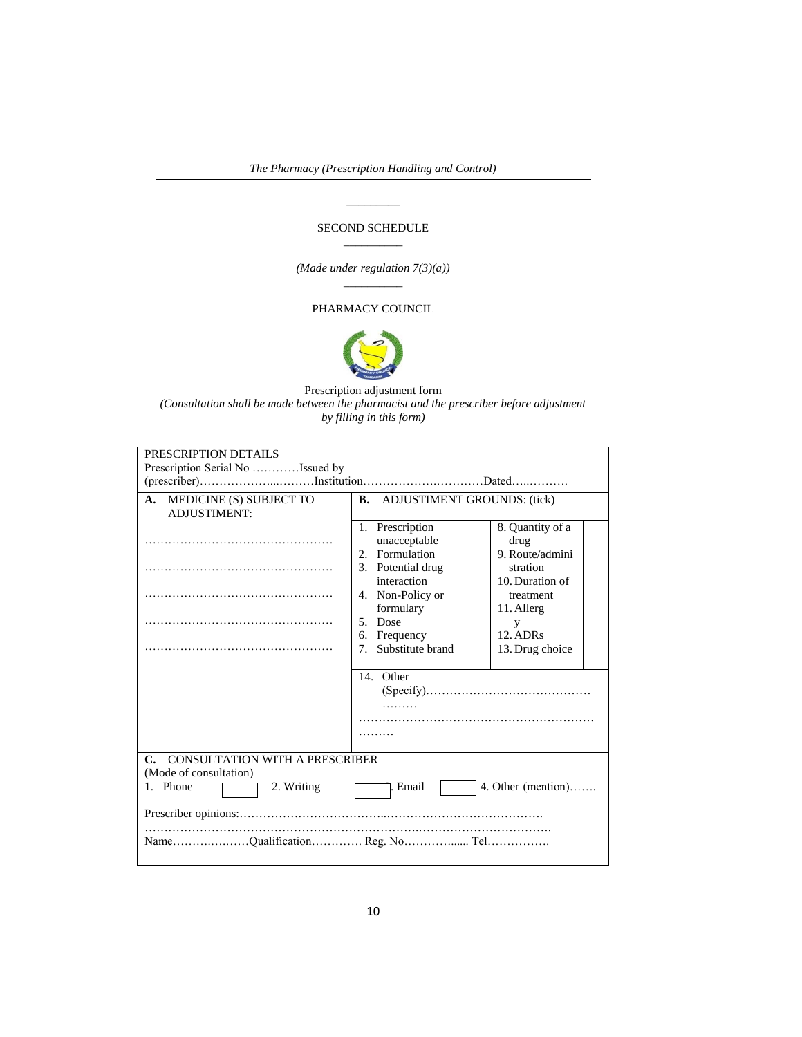SECOND SCHEDULE

*(Made under regulation 7(3)(a))*

PHARMACY COUNCIL

Prescription adjustment form

*(Consultation shall be made between the pharmacist and the prescriber before adjustment by filling in this form)*

| | |
|---|---|
| PRESCRIPTION DETAILS<br>Prescription Serial No …………Issued by (prescriber)………………...………Institution……………….…………Dated…..………. | |
| **A.** MEDICINE (S) SUBJECT TO ADJUSTIMENT:<br><br>…………………………………………<br>…………………………………………<br>…………………………………………<br>…………………………………………<br>………………………………………… | **B.** ADJUSTIMENT GROUNDS: (tick)<br><br>1. Prescription unacceptable<br>2. Formulation<br>3. Potential drug interaction<br>4. Non-Policy or formulary<br>5. Dose<br>6. Frequency<br>7. Substitute brand<br>8. Quantity of a drug<br>9. Route/administration<br>10. Duration of treatment<br>11. Allergy<br>12. ADRs<br>13. Drug choice<br><br>14. Other (Specify)……………………………………………<br>……………………………………………………………… |
| **C.** CONSULTATION WITH A PRESCRIBER<br>(Mode of consultation)<br>1. Phone ☐ 2. Writing ☐ 3. Email ☐ 4. Other (mention)…….<br><br>Prescriber opinions:……………………………...…………………………………<br>……………………………………………………………..……………………………<br>Name……….….……Qualification…………. Reg. No………….….. Tel……………. | |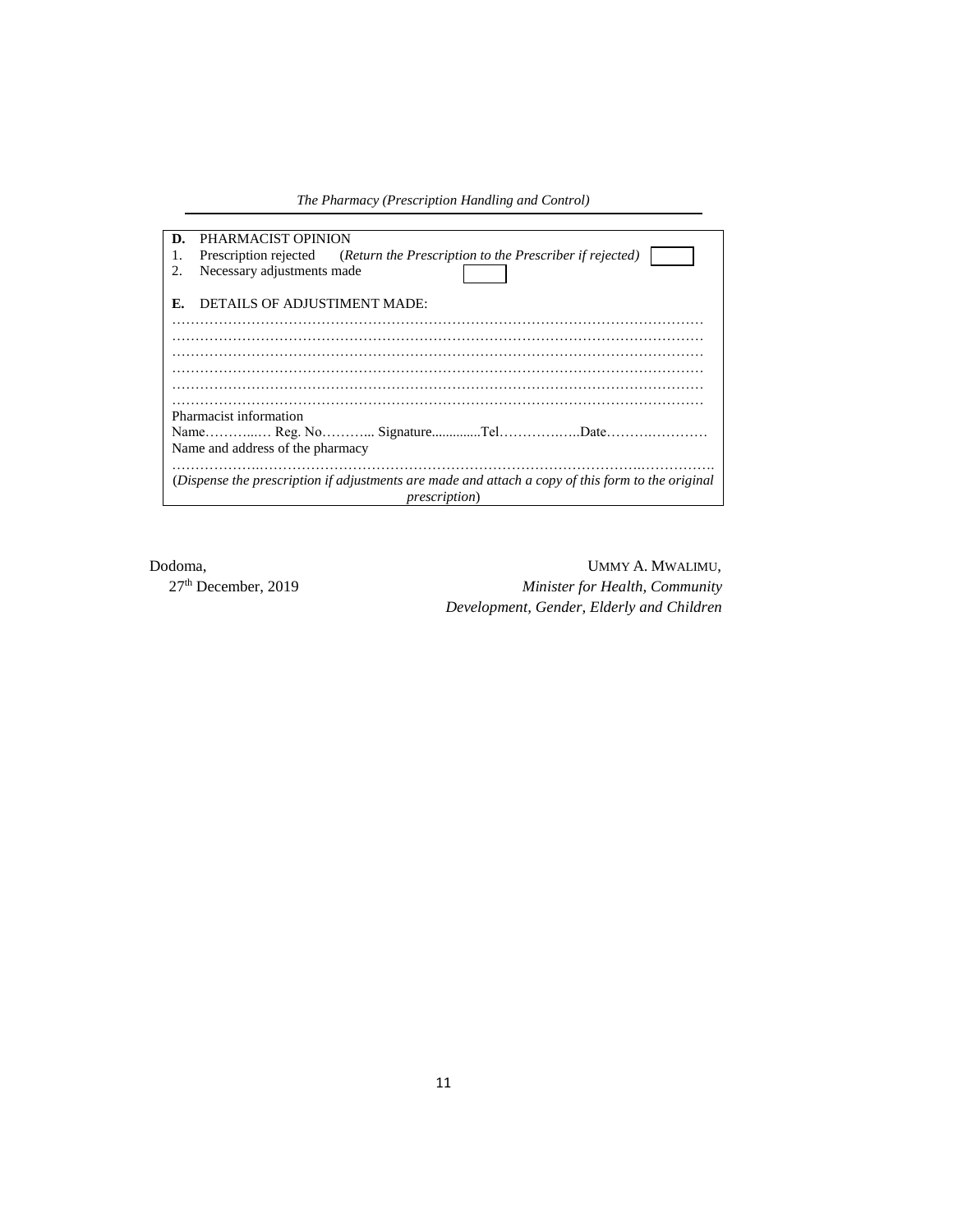**D.** PHARMACIST OPINION

1. Prescription rejected (*Return the Prescription to the Prescriber if rejected*) ☐
2. Necessary adjustments made ☐

**E.** DETAILS OF ADJUSTIMENT MADE:

…………………………………………………………………………………………………

…………………………………………………………………………………………………

…………………………………………………………………………………………………

…………………………………………………………………………………………………

…………………………………………………………………………………………………

…………………………………………………………………………………………………

Pharmacist information

Name………..… Reg. No……….. Signature.............Tel……………..Date………………

Name and address of the pharmacy

…………………………………………………………………………………………………

(*Dispense the prescription if adjustments are made and attach a copy of this form to the original prescription*)

Dodoma,
27th December, 2019

UMMY A. MWALIMU,
*Minister for Health, Community Development, Gender, Elderly and Children*